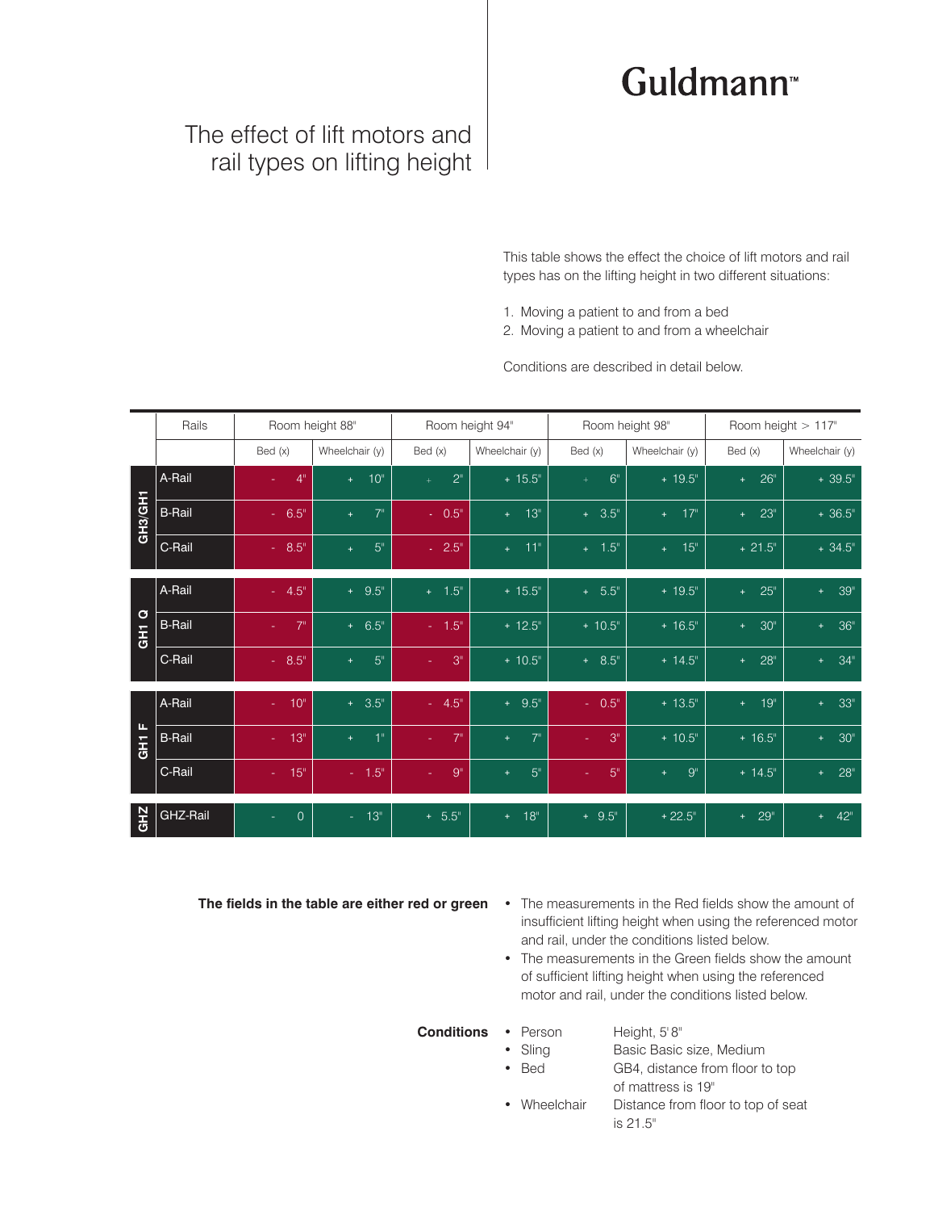Guldmann™

# The effect of lift motors and rail types on lifting height

This table shows the effect the choice of lift motors and rail types has on the lifting height in two different situations:

1. Moving a patient to and from a bed
2. Moving a patient to and from a wheelchair

Conditions are described in detail below.

| | Rails | Room height 88" | | Room height 94" | | Room height 98" | | Room height > 117" | |
|---|---|---|---|---|---|---|---|---|---|
| | | Bed (x) | Wheelchair (y) | Bed (x) | Wheelchair (y) | Bed (x) | Wheelchair (y) | Bed (x) | Wheelchair (y) |
| GH3/GH1 | A-Rail | - 4" | + 10" | + 2" | + 15.5" | + 6" | + 19.5" | + 26" | + 39.5" |
| GH3/GH1 | B-Rail | - 6.5" | + 7" | - 0.5" | + 13" | + 3.5" | + 17" | + 23" | + 36.5" |
| GH3/GH1 | C-Rail | - 8.5" | + 5" | - 2.5" | + 11" | + 1.5" | + 15" | + 21.5" | + 34.5" |
| GH1 Q | A-Rail | - 4.5" | + 9.5" | + 1.5" | + 15.5" | + 5.5" | + 19.5" | + 25" | + 39" |
| GH1 Q | B-Rail | - 7" | + 6.5" | - 1.5" | + 12.5" | + 10.5" | + 16.5" | + 30" | + 36" |
| GH1 Q | C-Rail | - 8.5" | + 5" | - 3" | + 10.5" | + 8.5" | + 14.5" | + 28" | + 34" |
| GH1 F | A-Rail | - 10" | + 3.5" | - 4.5" | + 9.5" | - 0.5" | + 13.5" | + 19" | + 33" |
| GH1 F | B-Rail | - 13" | + 1" | - 7" | + 7" | - 3" | + 10.5" | + 16.5" | + 30" |
| GH1 F | C-Rail | - 15" | - 1.5" | - 9" | + 5" | - 5" | + 9" | + 14.5" | + 28" |
| GHZ | GHZ-Rail | - 0 | - 13" | + 5.5" | + 18" | + 9.5" | + 22.5" | + 29" | + 42" |

**The fields in the table are either red or green**

- The measurements in the Red fields show the amount of insufficient lifting height when using the referenced motor and rail, under the conditions listed below.
- The measurements in the Green fields show the amount of sufficient lifting height when using the referenced motor and rail, under the conditions listed below.

**Conditions**

- Person — Height, 5' 8"
- Sling — Basic Basic size, Medium
- Bed — GB4, distance from floor to top of mattress is 19"
- Wheelchair — Distance from floor to top of seat is 21.5"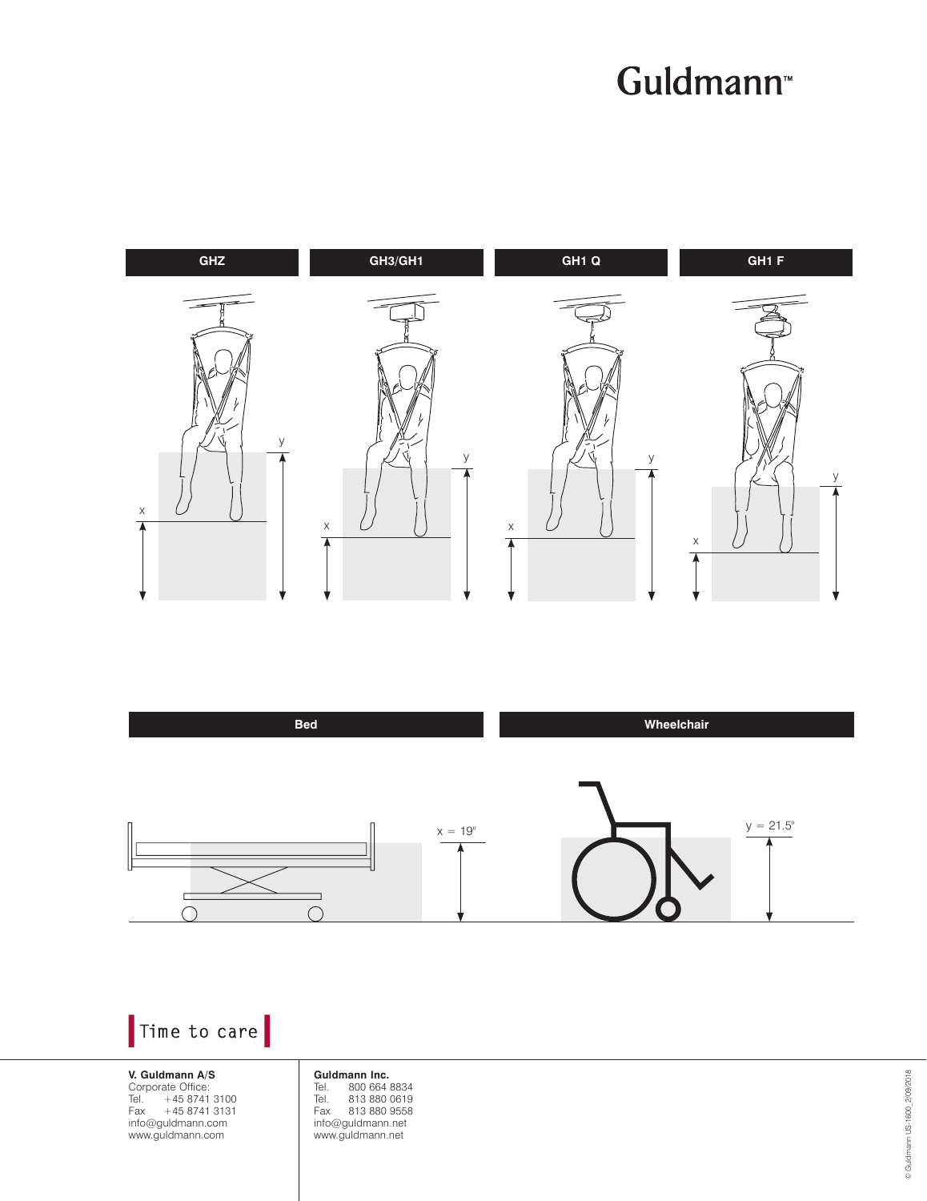Guldmann™

**GHZ**

y

x

**GH3/GH1**

y

x

**GH1 Q**

y

x

**GH1 F**

y

x

**Bed**

x = 19"

**Wheelchair**

y = 21.5"

Time to care

**V. Guldmann A/S**
Corporate Office:
Tel. +45 8741 3100
Fax +45 8741 3131
info@guldmann.com
www.guldmann.com

**Guldmann Inc.**
Tel. 800 664 8834
Tel. 813 880 0619
Fax 813 880 9558
info@guldmann.net
www.guldmann.net

© Guldmann US-1600_2/09/2018